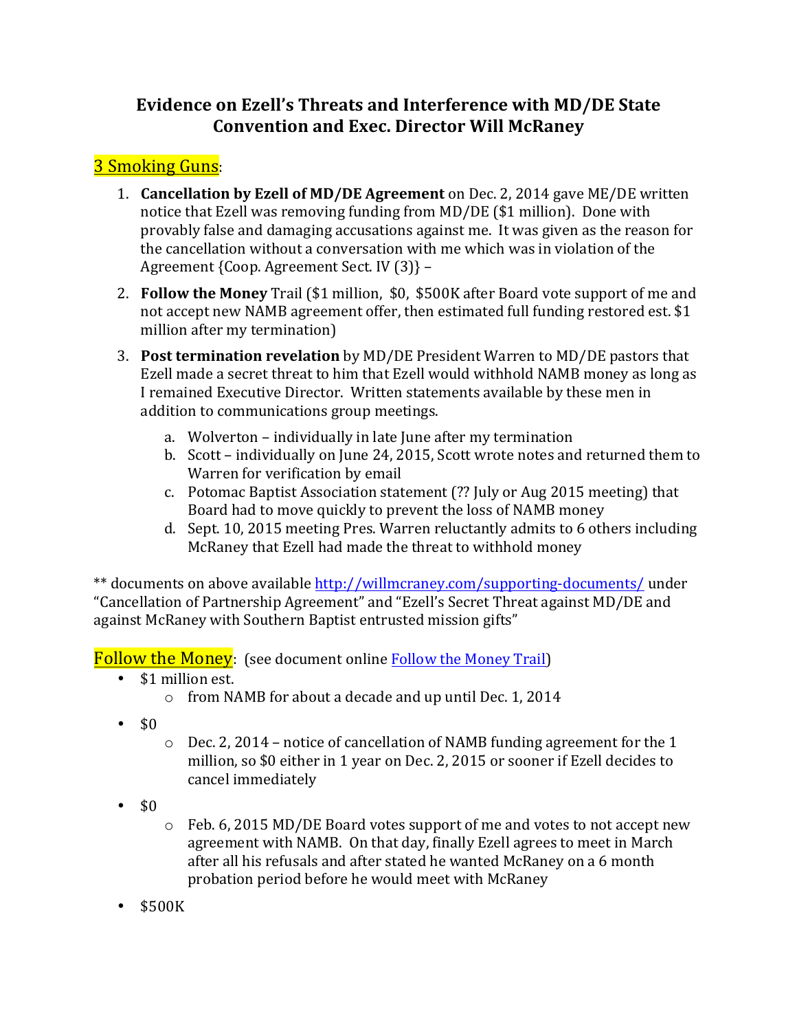# Evidence on Ezell's Threats and Interference with MD/DE State Convention and Exec. Director Will McRaney

## 3 Smoking Guns:

1. **Cancellation by Ezell of MD/DE Agreement** on Dec. 2, 2014 gave ME/DE written notice that Ezell was removing funding from MD/DE ($1 million). Done with provably false and damaging accusations against me. It was given as the reason for the cancellation without a conversation with me which was in violation of the Agreement {Coop. Agreement Sect. IV (3)} –
2. **Follow the Money** Trail ($1 million, $0, $500K after Board vote support of me and not accept new NAMB agreement offer, then estimated full funding restored est. $1 million after my termination)
3. **Post termination revelation** by MD/DE President Warren to MD/DE pastors that Ezell made a secret threat to him that Ezell would withhold NAMB money as long as I remained Executive Director. Written statements available by these men in addition to communications group meetings.
   a. Wolverton – individually in late June after my termination
   b. Scott – individually on June 24, 2015, Scott wrote notes and returned them to Warren for verification by email
   c. Potomac Baptist Association statement (?? July or Aug 2015 meeting) that Board had to move quickly to prevent the loss of NAMB money
   d. Sept. 10, 2015 meeting Pres. Warren reluctantly admits to 6 others including McRaney that Ezell had made the threat to withhold money

** documents on above available http://willmcraney.com/supporting-documents/ under "Cancellation of Partnership Agreement" and "Ezell's Secret Threat against MD/DE and against McRaney with Southern Baptist entrusted mission gifts"

## Follow the Money: (see document online Follow the Money Trail)

- $1 million est.
  - from NAMB for about a decade and up until Dec. 1, 2014
- $0
  - Dec. 2, 2014 – notice of cancellation of NAMB funding agreement for the 1 million, so $0 either in 1 year on Dec. 2, 2015 or sooner if Ezell decides to cancel immediately
- $0
  - Feb. 6, 2015 MD/DE Board votes support of me and votes to not accept new agreement with NAMB. On that day, finally Ezell agrees to meet in March after all his refusals and after stated he wanted McRaney on a 6 month probation period before he would meet with McRaney
- $500K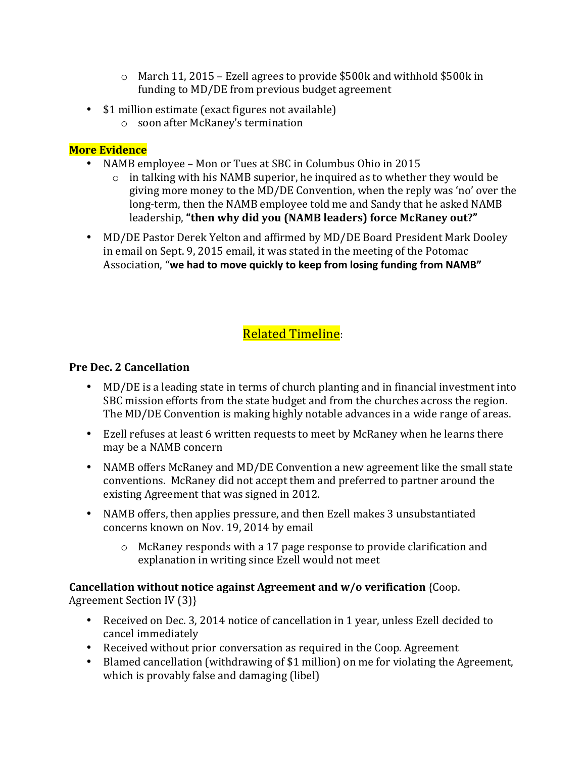- March 11, 2015 – Ezell agrees to provide $500k and withhold $500k in funding to MD/DE from previous budget agreement

- $1 million estimate (exact figures not available)
  - soon after McRaney's termination

**More Evidence**

- NAMB employee – Mon or Tues at SBC in Columbus Ohio in 2015
  - in talking with his NAMB superior, he inquired as to whether they would be giving more money to the MD/DE Convention, when the reply was 'no' over the long-term, then the NAMB employee told me and Sandy that he asked NAMB leadership, **"then why did you (NAMB leaders) force McRaney out?"**
- MD/DE Pastor Derek Yelton and affirmed by MD/DE Board President Mark Dooley in email on Sept. 9, 2015 email, it was stated in the meeting of the Potomac Association, "**we had to move quickly to keep from losing funding from NAMB"**

## Related Timeline:

**Pre Dec. 2 Cancellation**

- MD/DE is a leading state in terms of church planting and in financial investment into SBC mission efforts from the state budget and from the churches across the region. The MD/DE Convention is making highly notable advances in a wide range of areas.
- Ezell refuses at least 6 written requests to meet by McRaney when he learns there may be a NAMB concern
- NAMB offers McRaney and MD/DE Convention a new agreement like the small state conventions. McRaney did not accept them and preferred to partner around the existing Agreement that was signed in 2012.
- NAMB offers, then applies pressure, and then Ezell makes 3 unsubstantiated concerns known on Nov. 19, 2014 by email
  - McRaney responds with a 17 page response to provide clarification and explanation in writing since Ezell would not meet

**Cancellation without notice against Agreement and w/o verification** {Coop. Agreement Section IV (3)}

- Received on Dec. 3, 2014 notice of cancellation in 1 year, unless Ezell decided to cancel immediately
- Received without prior conversation as required in the Coop. Agreement
- Blamed cancellation (withdrawing of $1 million) on me for violating the Agreement, which is provably false and damaging (libel)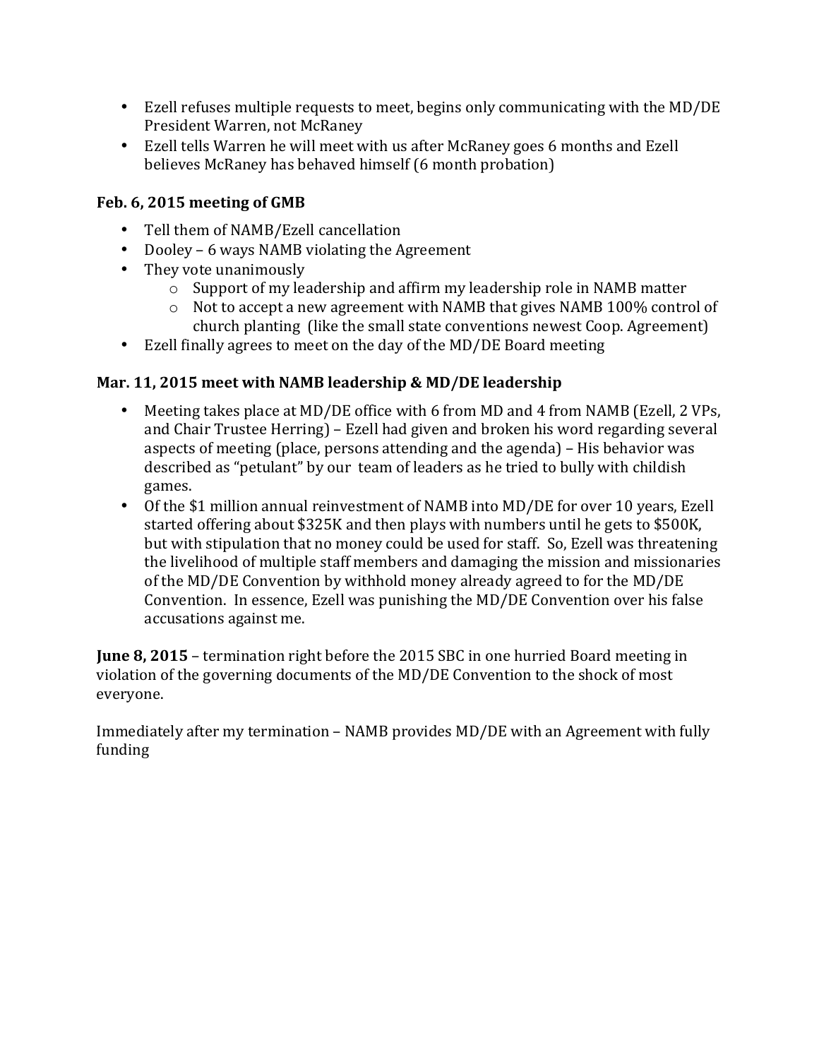- Ezell refuses multiple requests to meet, begins only communicating with the MD/DE President Warren, not McRaney
- Ezell tells Warren he will meet with us after McRaney goes 6 months and Ezell believes McRaney has behaved himself (6 month probation)

**Feb. 6, 2015 meeting of GMB**

- Tell them of NAMB/Ezell cancellation
- Dooley – 6 ways NAMB violating the Agreement
- They vote unanimously
  - Support of my leadership and affirm my leadership role in NAMB matter
  - Not to accept a new agreement with NAMB that gives NAMB 100% control of church planting (like the small state conventions newest Coop. Agreement)
- Ezell finally agrees to meet on the day of the MD/DE Board meeting

**Mar. 11, 2015 meet with NAMB leadership & MD/DE leadership**

- Meeting takes place at MD/DE office with 6 from MD and 4 from NAMB (Ezell, 2 VPs, and Chair Trustee Herring) – Ezell had given and broken his word regarding several aspects of meeting (place, persons attending and the agenda) – His behavior was described as "petulant" by our team of leaders as he tried to bully with childish games.
- Of the $1 million annual reinvestment of NAMB into MD/DE for over 10 years, Ezell started offering about $325K and then plays with numbers until he gets to $500K, but with stipulation that no money could be used for staff. So, Ezell was threatening the livelihood of multiple staff members and damaging the mission and missionaries of the MD/DE Convention by withhold money already agreed to for the MD/DE Convention. In essence, Ezell was punishing the MD/DE Convention over his false accusations against me.

**June 8, 2015** – termination right before the 2015 SBC in one hurried Board meeting in violation of the governing documents of the MD/DE Convention to the shock of most everyone.

Immediately after my termination – NAMB provides MD/DE with an Agreement with fully funding